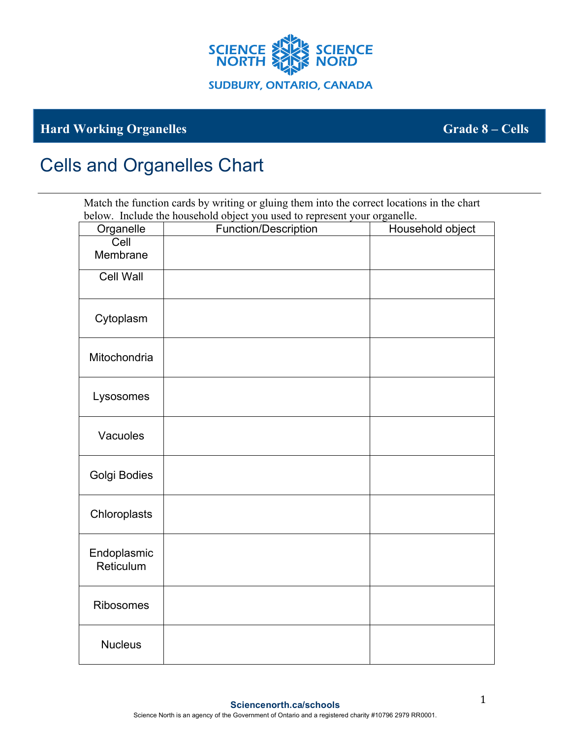**Hard Working Organelles** **Grade 8 – Cells**

# Cells and Organelles Chart

Match the function cards by writing or gluing them into the correct locations in the chart below. Include the household object you used to represent your organelle.

| Organelle | Function/Description | Household object |
|---|---|---|
| Cell Membrane | | |
| Cell Wall | | |
| Cytoplasm | | |
| Mitochondria | | |
| Lysosomes | | |
| Vacuoles | | |
| Golgi Bodies | | |
| Chloroplasts | | |
| Endoplasmic Reticulum | | |
| Ribosomes | | |
| Nucleus | | |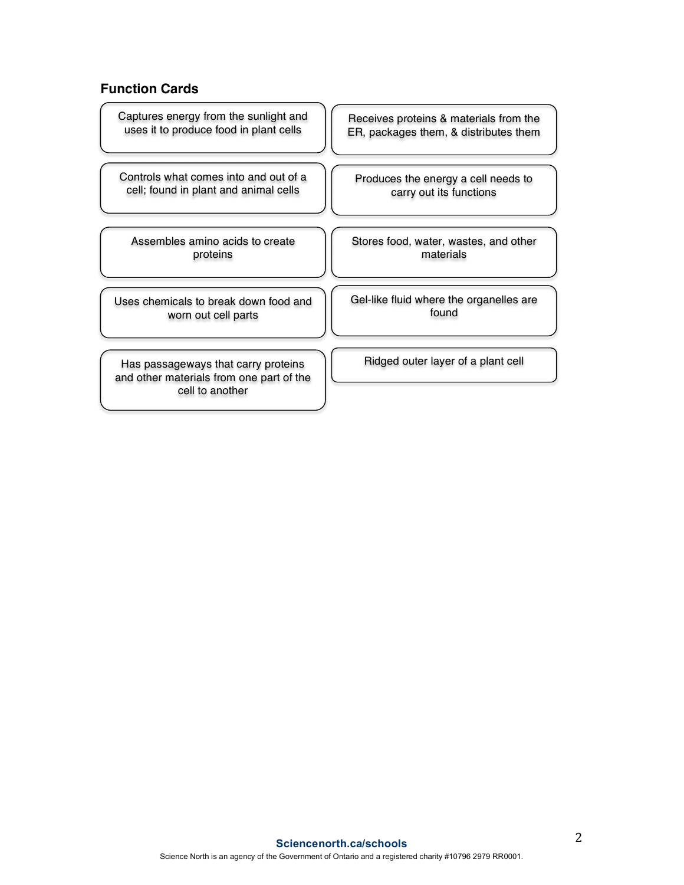## Function Cards

| | |
|---|---|
| Captures energy from the sunlight and uses it to produce food in plant cells | Receives proteins & materials from the ER, packages them, & distributes them |
| Controls what comes into and out of a cell; found in plant and animal cells | Produces the energy a cell needs to carry out its functions |
| Assembles amino acids to create proteins | Stores food, water, wastes, and other materials |
| Uses chemicals to break down food and worn out cell parts | Gel-like fluid where the organelles are found |
| Has passageways that carry proteins and other materials from one part of the cell to another | Ridged outer layer of a plant cell |